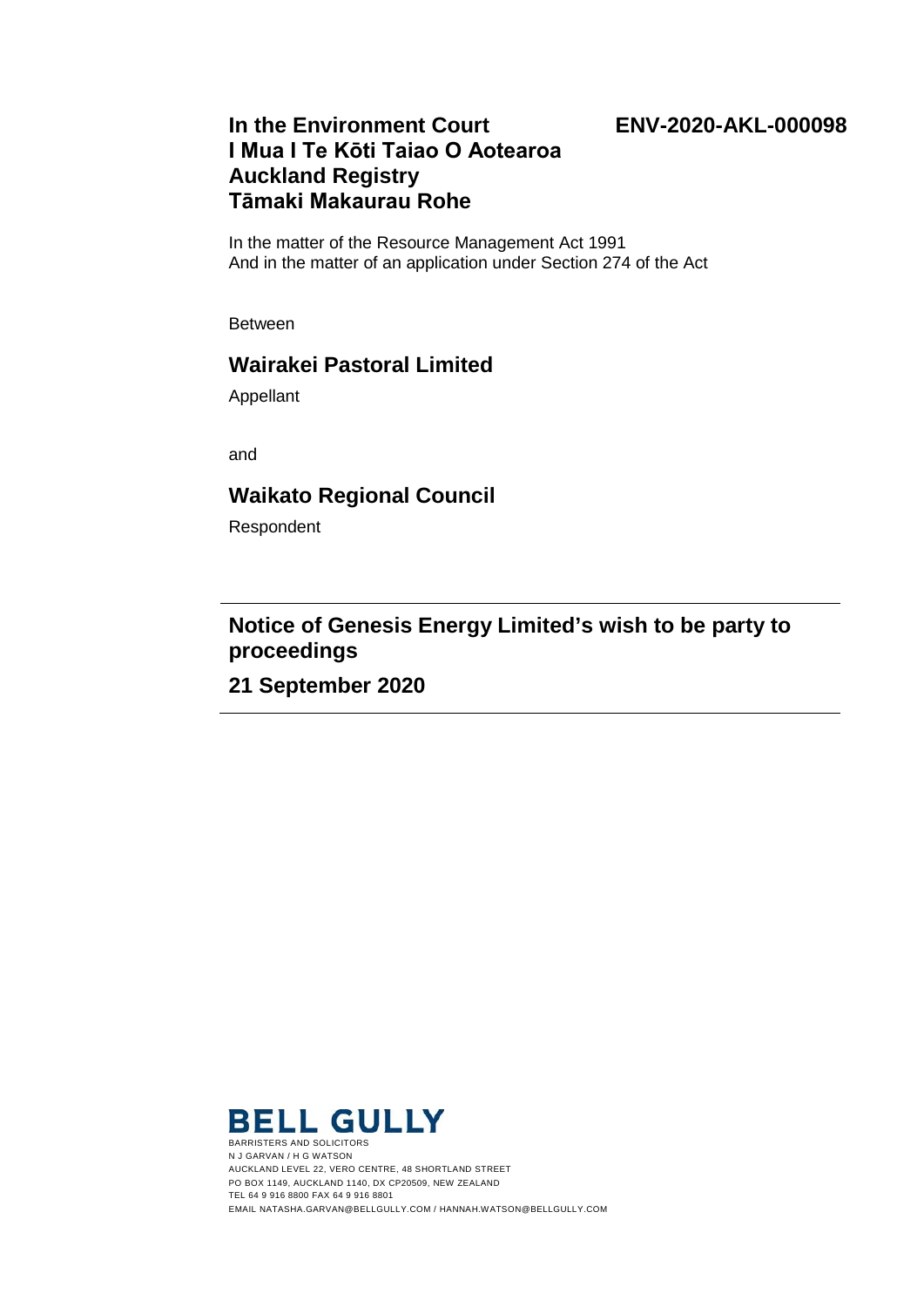**In the Environment Court** **ENV-2020-AKL-000098**
**I Mua I Te Kōti Taiao O Aotearoa**
**Auckland Registry**
**Tāmaki Makaurau Rohe**

In the matter of the Resource Management Act 1991
And in the matter of an application under Section 274 of the Act

Between

## Wairakei Pastoral Limited

Appellant

and

## Waikato Regional Council

Respondent

---

## Notice of Genesis Energy Limited's wish to be party to proceedings

## 21 September 2020

---

**BELL GULLY**
BARRISTERS AND SOLICITORS
N J GARVAN / H G WATSON
AUCKLAND LEVEL 22, VERO CENTRE, 48 SHORTLAND STREET
PO BOX 1149, AUCKLAND 1140, DX CP20509, NEW ZEALAND
TEL 64 9 916 8800 FAX 64 9 916 8801
EMAIL NATASHA.GARVAN@BELLGULLY.COM / HANNAH.WATSON@BELLGULLY.COM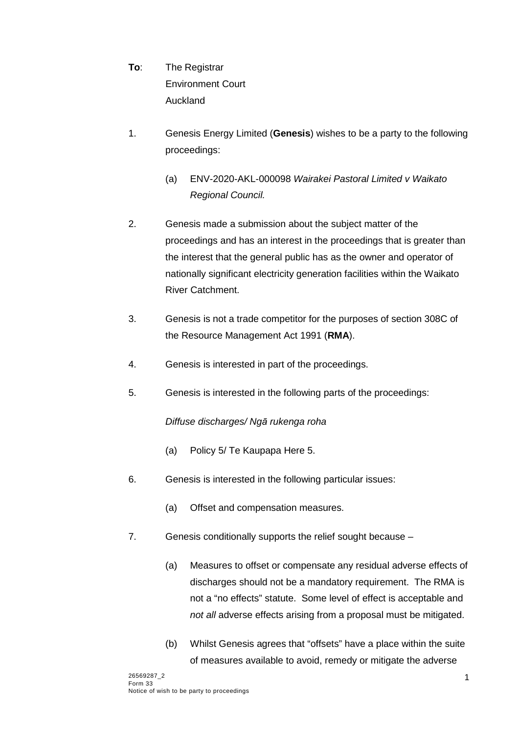**To**: The Registrar
Environment Court
Auckland

1. Genesis Energy Limited (**Genesis**) wishes to be a party to the following proceedings:

   (a) ENV-2020-AKL-000098 *Wairakei Pastoral Limited v Waikato Regional Council.*

2. Genesis made a submission about the subject matter of the proceedings and has an interest in the proceedings that is greater than the interest that the general public has as the owner and operator of nationally significant electricity generation facilities within the Waikato River Catchment.

3. Genesis is not a trade competitor for the purposes of section 308C of the Resource Management Act 1991 (**RMA**).

4. Genesis is interested in part of the proceedings.

5. Genesis is interested in the following parts of the proceedings:

   *Diffuse discharges/ Ngā rukenga roha*

   (a) Policy 5/ Te Kaupapa Here 5.

6. Genesis is interested in the following particular issues:

   (a) Offset and compensation measures.

7. Genesis conditionally supports the relief sought because –

   (a) Measures to offset or compensate any residual adverse effects of discharges should not be a mandatory requirement. The RMA is not a "no effects" statute. Some level of effect is acceptable and *not all* adverse effects arising from a proposal must be mitigated.

   (b) Whilst Genesis agrees that "offsets" have a place within the suite of measures available to avoid, remedy or mitigate the adverse

26569287_2
Form 33
Notice of wish to be party to proceedings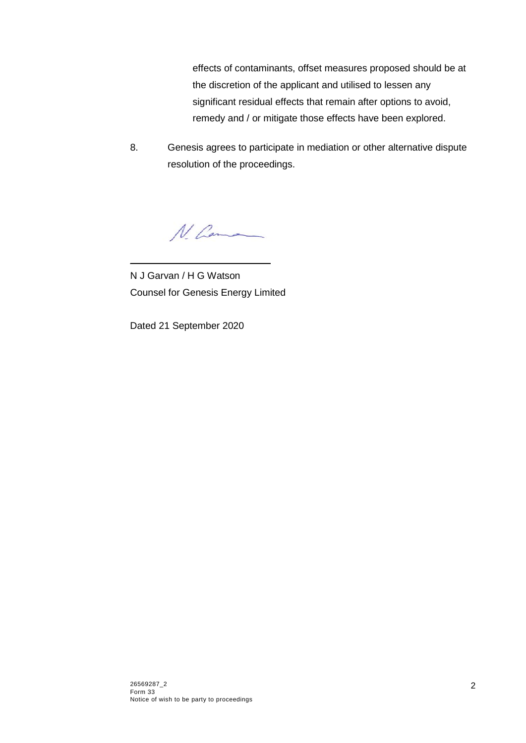effects of contaminants, offset measures proposed should be at the discretion of the applicant and utilised to lessen any significant residual effects that remain after options to avoid, remedy and / or mitigate those effects have been explored.

8. Genesis agrees to participate in mediation or other alternative dispute resolution of the proceedings.

N J Garvan / H G Watson
Counsel for Genesis Energy Limited

Dated 21 September 2020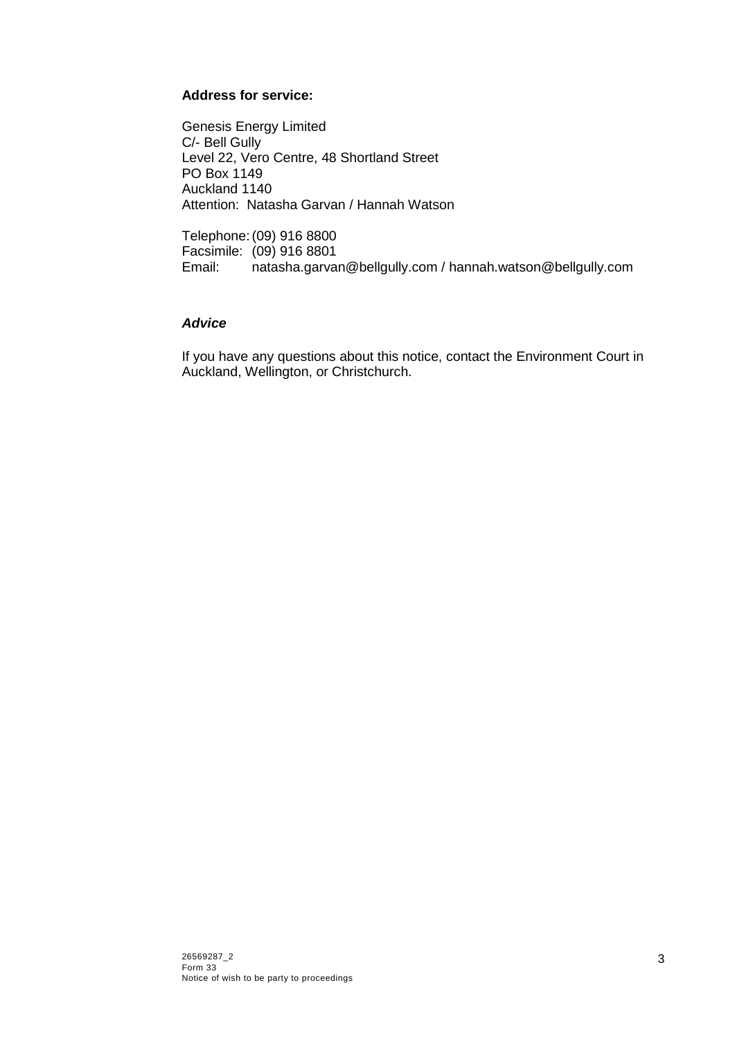**Address for service:**

Genesis Energy Limited
C/- Bell Gully
Level 22, Vero Centre, 48 Shortland Street
PO Box 1149
Auckland 1140
Attention: Natasha Garvan / Hannah Watson

Telephone: (09) 916 8800
Facsimile: (09) 916 8801
Email: natasha.garvan@bellgully.com / hannah.watson@bellgully.com

***Advice***

If you have any questions about this notice, contact the Environment Court in Auckland, Wellington, or Christchurch.